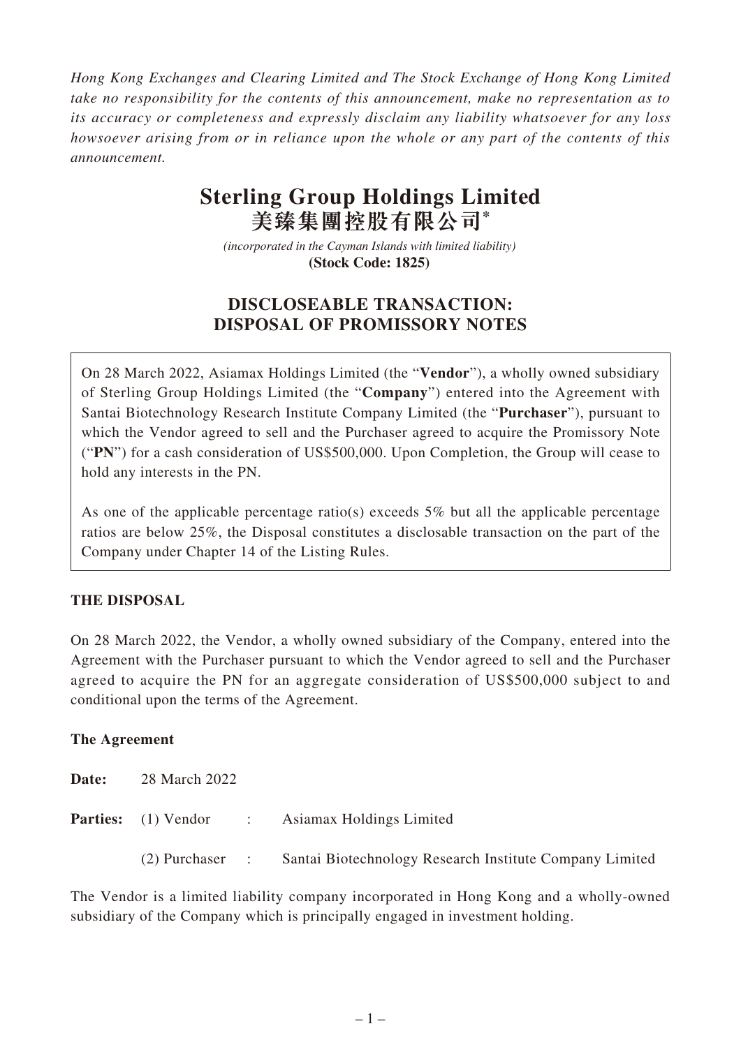*Hong Kong Exchanges and Clearing Limited and The Stock Exchange of Hong Kong Limited take no responsibility for the contents of this announcement, make no representation as to its accuracy or completeness and expressly disclaim any liability whatsoever for any loss howsoever arising from or in reliance upon the whole or any part of the contents of this announcement.*

# Sterling Group Holdings Limited
# 美臻集團控股有限公司*

*(incorporated in the Cayman Islands with limited liability)*
**(Stock Code: 1825)**

## DISCLOSEABLE TRANSACTION: DISPOSAL OF PROMISSORY NOTES

On 28 March 2022, Asiamax Holdings Limited (the "**Vendor**"), a wholly owned subsidiary of Sterling Group Holdings Limited (the "**Company**") entered into the Agreement with Santai Biotechnology Research Institute Company Limited (the "**Purchaser**"), pursuant to which the Vendor agreed to sell and the Purchaser agreed to acquire the Promissory Note ("**PN**") for a cash consideration of US$500,000. Upon Completion, the Group will cease to hold any interests in the PN.

As one of the applicable percentage ratio(s) exceeds 5% but all the applicable percentage ratios are below 25%, the Disposal constitutes a disclosable transaction on the part of the Company under Chapter 14 of the Listing Rules.

### THE DISPOSAL

On 28 March 2022, the Vendor, a wholly owned subsidiary of the Company, entered into the Agreement with the Purchaser pursuant to which the Vendor agreed to sell and the Purchaser agreed to acquire the PN for an aggregate consideration of US$500,000 subject to and conditional upon the terms of the Agreement.

### The Agreement

**Date:** 28 March 2022

**Parties:** (1) Vendor : Asiamax Holdings Limited

(2) Purchaser : Santai Biotechnology Research Institute Company Limited

The Vendor is a limited liability company incorporated in Hong Kong and a wholly-owned subsidiary of the Company which is principally engaged in investment holding.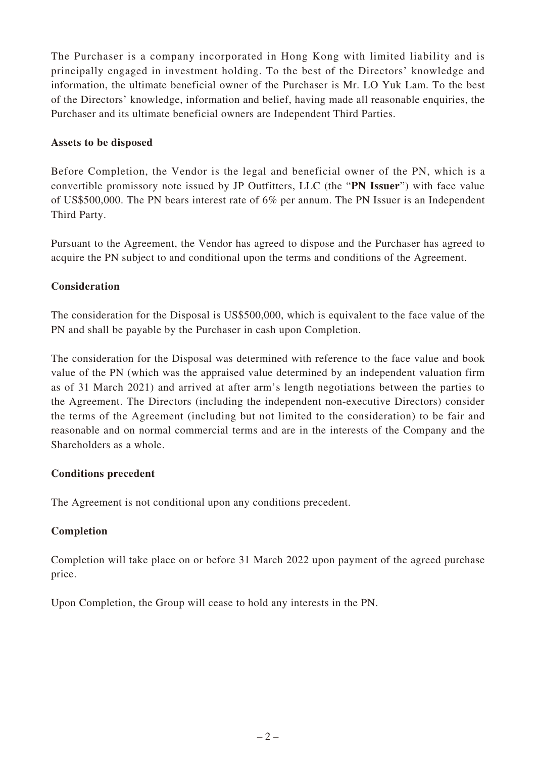The Purchaser is a company incorporated in Hong Kong with limited liability and is principally engaged in investment holding. To the best of the Directors' knowledge and information, the ultimate beneficial owner of the Purchaser is Mr. LO Yuk Lam. To the best of the Directors' knowledge, information and belief, having made all reasonable enquiries, the Purchaser and its ultimate beneficial owners are Independent Third Parties.

**Assets to be disposed**

Before Completion, the Vendor is the legal and beneficial owner of the PN, which is a convertible promissory note issued by JP Outfitters, LLC (the "**PN Issuer**") with face value of US$500,000. The PN bears interest rate of 6% per annum. The PN Issuer is an Independent Third Party.

Pursuant to the Agreement, the Vendor has agreed to dispose and the Purchaser has agreed to acquire the PN subject to and conditional upon the terms and conditions of the Agreement.

**Consideration**

The consideration for the Disposal is US$500,000, which is equivalent to the face value of the PN and shall be payable by the Purchaser in cash upon Completion.

The consideration for the Disposal was determined with reference to the face value and book value of the PN (which was the appraised value determined by an independent valuation firm as of 31 March 2021) and arrived at after arm's length negotiations between the parties to the Agreement. The Directors (including the independent non-executive Directors) consider the terms of the Agreement (including but not limited to the consideration) to be fair and reasonable and on normal commercial terms and are in the interests of the Company and the Shareholders as a whole.

**Conditions precedent**

The Agreement is not conditional upon any conditions precedent.

**Completion**

Completion will take place on or before 31 March 2022 upon payment of the agreed purchase price.

Upon Completion, the Group will cease to hold any interests in the PN.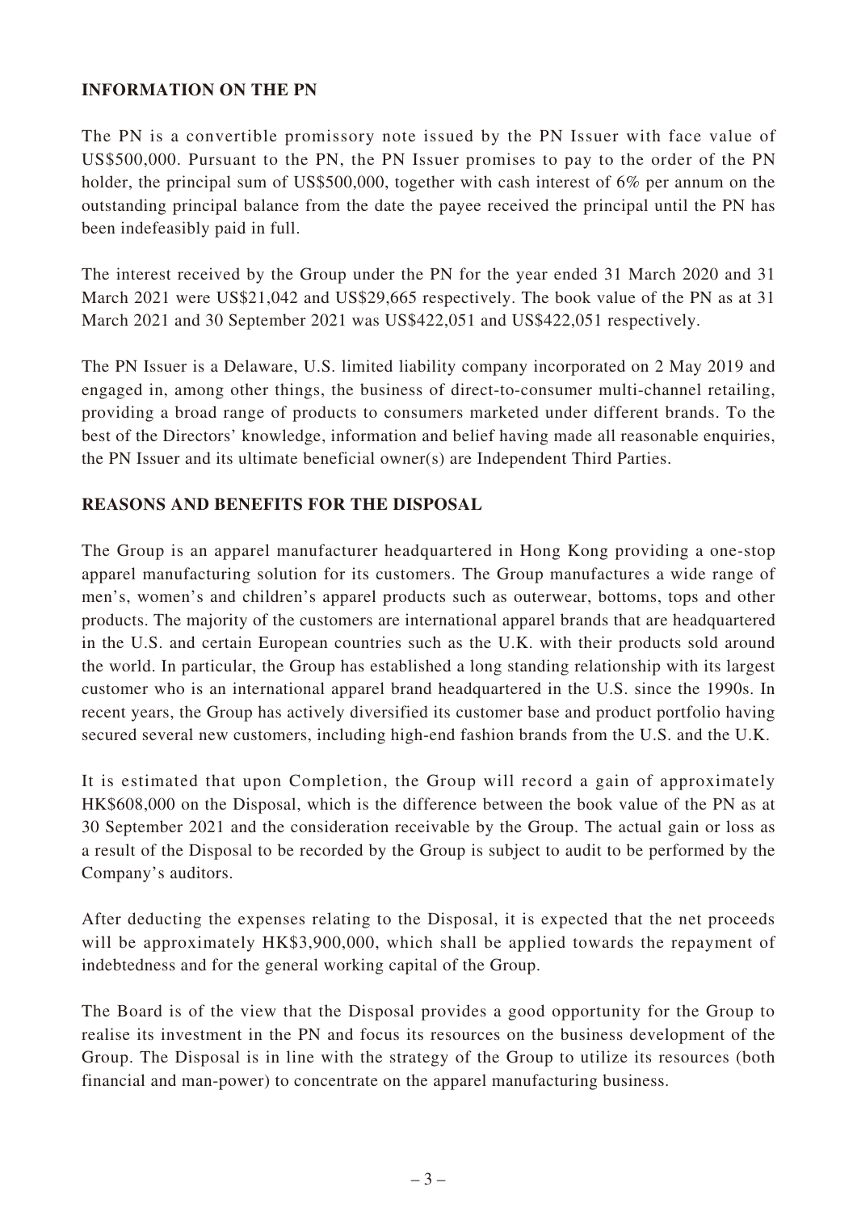**INFORMATION ON THE PN**

The PN is a convertible promissory note issued by the PN Issuer with face value of US$500,000. Pursuant to the PN, the PN Issuer promises to pay to the order of the PN holder, the principal sum of US$500,000, together with cash interest of 6% per annum on the outstanding principal balance from the date the payee received the principal until the PN has been indefeasibly paid in full.

The interest received by the Group under the PN for the year ended 31 March 2020 and 31 March 2021 were US$21,042 and US$29,665 respectively. The book value of the PN as at 31 March 2021 and 30 September 2021 was US$422,051 and US$422,051 respectively.

The PN Issuer is a Delaware, U.S. limited liability company incorporated on 2 May 2019 and engaged in, among other things, the business of direct-to-consumer multi-channel retailing, providing a broad range of products to consumers marketed under different brands. To the best of the Directors' knowledge, information and belief having made all reasonable enquiries, the PN Issuer and its ultimate beneficial owner(s) are Independent Third Parties.

**REASONS AND BENEFITS FOR THE DISPOSAL**

The Group is an apparel manufacturer headquartered in Hong Kong providing a one-stop apparel manufacturing solution for its customers. The Group manufactures a wide range of men's, women's and children's apparel products such as outerwear, bottoms, tops and other products. The majority of the customers are international apparel brands that are headquartered in the U.S. and certain European countries such as the U.K. with their products sold around the world. In particular, the Group has established a long standing relationship with its largest customer who is an international apparel brand headquartered in the U.S. since the 1990s. In recent years, the Group has actively diversified its customer base and product portfolio having secured several new customers, including high-end fashion brands from the U.S. and the U.K.

It is estimated that upon Completion, the Group will record a gain of approximately HK$608,000 on the Disposal, which is the difference between the book value of the PN as at 30 September 2021 and the consideration receivable by the Group. The actual gain or loss as a result of the Disposal to be recorded by the Group is subject to audit to be performed by the Company's auditors.

After deducting the expenses relating to the Disposal, it is expected that the net proceeds will be approximately HK$3,900,000, which shall be applied towards the repayment of indebtedness and for the general working capital of the Group.

The Board is of the view that the Disposal provides a good opportunity for the Group to realise its investment in the PN and focus its resources on the business development of the Group. The Disposal is in line with the strategy of the Group to utilize its resources (both financial and man-power) to concentrate on the apparel manufacturing business.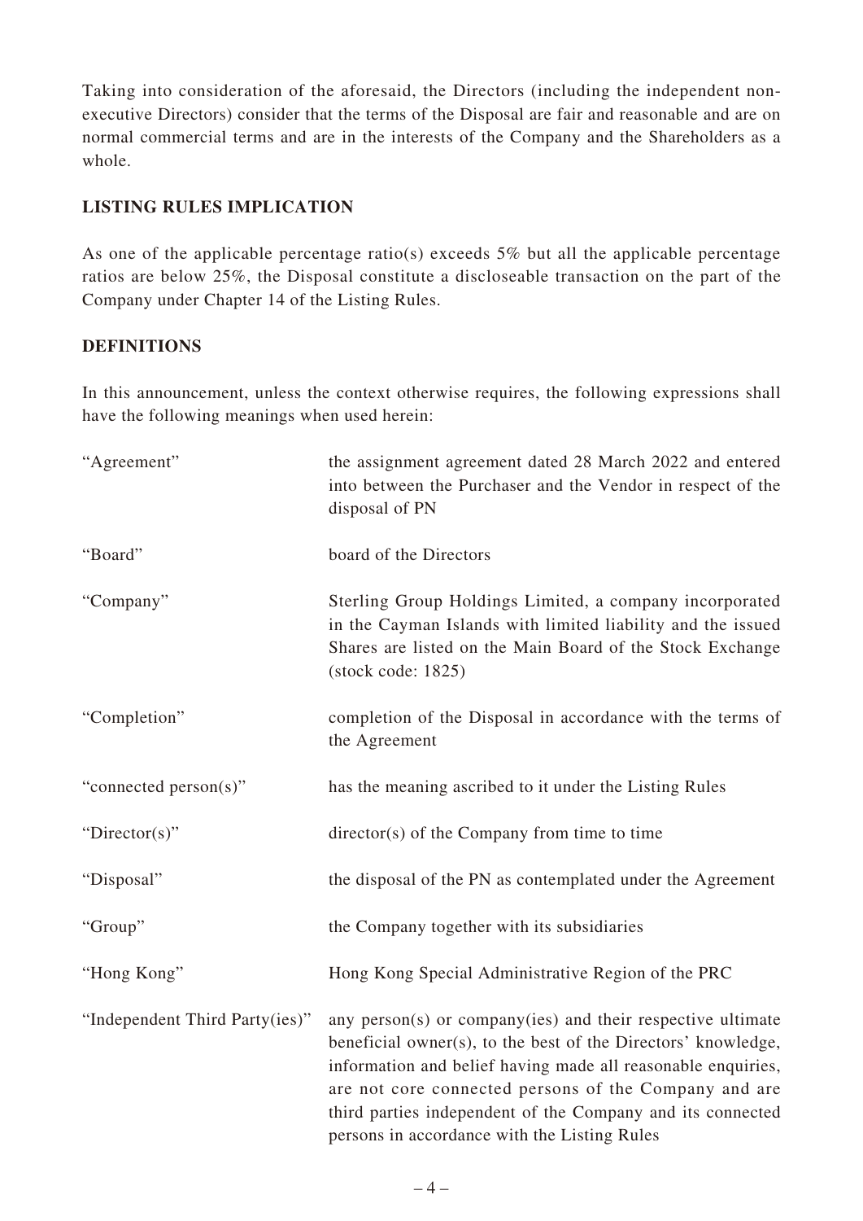Taking into consideration of the aforesaid, the Directors (including the independent non-executive Directors) consider that the terms of the Disposal are fair and reasonable and are on normal commercial terms and are in the interests of the Company and the Shareholders as a whole.

## LISTING RULES IMPLICATION

As one of the applicable percentage ratio(s) exceeds 5% but all the applicable percentage ratios are below 25%, the Disposal constitute a discloseable transaction on the part of the Company under Chapter 14 of the Listing Rules.

## DEFINITIONS

In this announcement, unless the context otherwise requires, the following expressions shall have the following meanings when used herein:

| | |
|---|---|
| "Agreement" | the assignment agreement dated 28 March 2022 and entered into between the Purchaser and the Vendor in respect of the disposal of PN |
| "Board" | board of the Directors |
| "Company" | Sterling Group Holdings Limited, a company incorporated in the Cayman Islands with limited liability and the issued Shares are listed on the Main Board of the Stock Exchange (stock code: 1825) |
| "Completion" | completion of the Disposal in accordance with the terms of the Agreement |
| "connected person(s)" | has the meaning ascribed to it under the Listing Rules |
| "Director(s)" | director(s) of the Company from time to time |
| "Disposal" | the disposal of the PN as contemplated under the Agreement |
| "Group" | the Company together with its subsidiaries |
| "Hong Kong" | Hong Kong Special Administrative Region of the PRC |
| "Independent Third Party(ies)" | any person(s) or company(ies) and their respective ultimate beneficial owner(s), to the best of the Directors' knowledge, information and belief having made all reasonable enquiries, are not core connected persons of the Company and are third parties independent of the Company and its connected persons in accordance with the Listing Rules |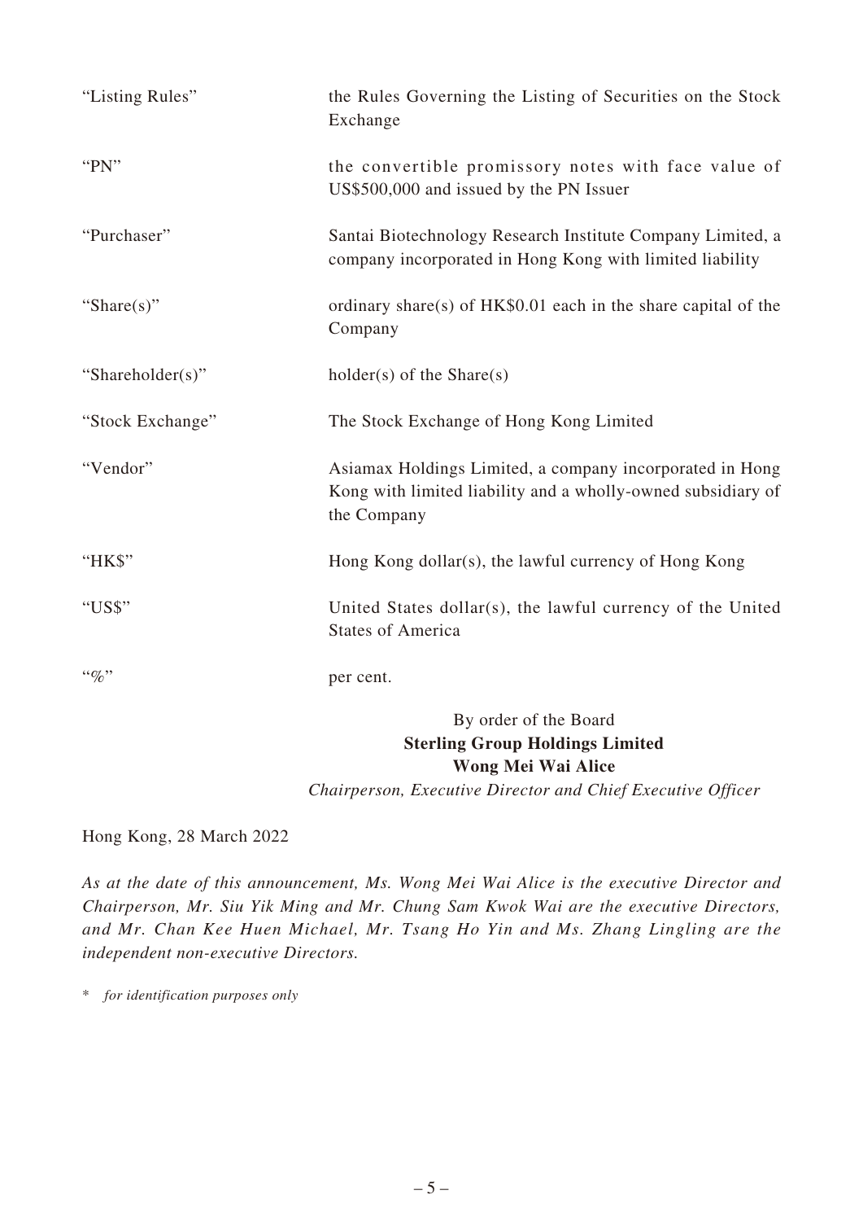| | |
|---|---|
| "Listing Rules" | the Rules Governing the Listing of Securities on the Stock Exchange |
| "PN" | the convertible promissory notes with face value of US$500,000 and issued by the PN Issuer |
| "Purchaser" | Santai Biotechnology Research Institute Company Limited, a company incorporated in Hong Kong with limited liability |
| "Share(s)" | ordinary share(s) of HK$0.01 each in the share capital of the Company |
| "Shareholder(s)" | holder(s) of the Share(s) |
| "Stock Exchange" | The Stock Exchange of Hong Kong Limited |
| "Vendor" | Asiamax Holdings Limited, a company incorporated in Hong Kong with limited liability and a wholly-owned subsidiary of the Company |
| "HK$" | Hong Kong dollar(s), the lawful currency of Hong Kong |
| "US$" | United States dollar(s), the lawful currency of the United States of America |
| "%" | per cent. |

By order of the Board
**Sterling Group Holdings Limited**
**Wong Mei Wai Alice**
*Chairperson, Executive Director and Chief Executive Officer*

Hong Kong, 28 March 2022

*As at the date of this announcement, Ms. Wong Mei Wai Alice is the executive Director and Chairperson, Mr. Siu Yik Ming and Mr. Chung Sam Kwok Wai are the executive Directors, and Mr. Chan Kee Huen Michael, Mr. Tsang Ho Yin and Ms. Zhang Lingling are the independent non-executive Directors.*

\* *for identification purposes only*